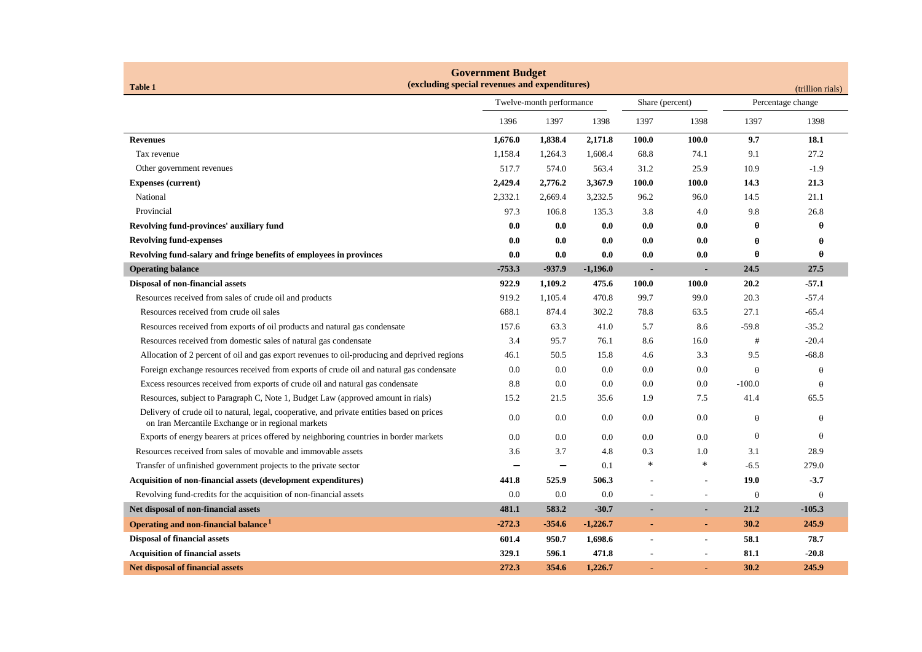## Government Budget
### (excluding special revenues and expenditures)

**Table 1** (trillion rials)

| | Twelve-month performance | | | Share (percent) | | Percentage change | |
|---|---|---|---|---|---|---|---|
| | 1396 | 1397 | 1398 | 1397 | 1398 | 1397 | 1398 |
| **Revenues** | **1,676.0** | **1,838.4** | **2,171.8** | **100.0** | **100.0** | **9.7** | **18.1** |
| Tax revenue | 1,158.4 | 1,264.3 | 1,608.4 | 68.8 | 74.1 | 9.1 | 27.2 |
| Other government revenues | 517.7 | 574.0 | 563.4 | 31.2 | 25.9 | 10.9 | -1.9 |
| **Expenses (current)** | **2,429.4** | **2,776.2** | **3,367.9** | **100.0** | **100.0** | **14.3** | **21.3** |
| National | 2,332.1 | 2,669.4 | 3,232.5 | 96.2 | 96.0 | 14.5 | 21.1 |
| Provincial | 97.3 | 106.8 | 135.3 | 3.8 | 4.0 | 9.8 | 26.8 |
| **Revolving fund-provinces' auxiliary fund** | **0.0** | **0.0** | **0.0** | **0.0** | **0.0** | **θ** | **θ** |
| **Revolving fund-expenses** | **0.0** | **0.0** | **0.0** | **0.0** | **0.0** | **θ** | **θ** |
| **Revolving fund-salary and fringe benefits of employees in provinces** | **0.0** | **0.0** | **0.0** | **0.0** | **0.0** | **θ** | **θ** |
| **Operating balance** | **-753.3** | **-937.9** | **-1,196.0** | **-** | **-** | **24.5** | **27.5** |
| **Disposal of non-financial assets** | **922.9** | **1,109.2** | **475.6** | **100.0** | **100.0** | **20.2** | **-57.1** |
| Resources received from sales of crude oil and products | 919.2 | 1,105.4 | 470.8 | 99.7 | 99.0 | 20.3 | -57.4 |
| Resources received from crude oil sales | 688.1 | 874.4 | 302.2 | 78.8 | 63.5 | 27.1 | -65.4 |
| Resources received from exports of oil products and natural gas condensate | 157.6 | 63.3 | 41.0 | 5.7 | 8.6 | -59.8 | -35.2 |
| Resources received from domestic sales of natural gas condensate | 3.4 | 95.7 | 76.1 | 8.6 | 16.0 | # | -20.4 |
| Allocation of 2 percent of oil and gas export revenues to oil-producing and deprived regions | 46.1 | 50.5 | 15.8 | 4.6 | 3.3 | 9.5 | -68.8 |
| Foreign exchange resources received from exports of crude oil and natural gas condensate | 0.0 | 0.0 | 0.0 | 0.0 | 0.0 | θ | θ |
| Excess resources received from exports of crude oil and natural gas condensate | 8.8 | 0.0 | 0.0 | 0.0 | 0.0 | -100.0 | θ |
| Resources, subject to Paragraph C, Note 1, Budget Law (approved amount in rials) | 15.2 | 21.5 | 35.6 | 1.9 | 7.5 | 41.4 | 65.5 |
| Delivery of crude oil to natural, legal, cooperative, and private entities based on prices on Iran Mercantile Exchange or in regional markets | 0.0 | 0.0 | 0.0 | 0.0 | 0.0 | θ | θ |
| Exports of energy bearers at prices offered by neighboring countries in border markets | 0.0 | 0.0 | 0.0 | 0.0 | 0.0 | θ | θ |
| Resources received from sales of movable and immovable assets | 3.6 | 3.7 | 4.8 | 0.3 | 1.0 | 3.1 | 28.9 |
| Transfer of unfinished government projects to the private sector | — | — | 0.1 | * | * | -6.5 | 279.0 |
| **Acquisition of non-financial assets (development expenditures)** | **441.8** | **525.9** | **506.3** | **-** | **-** | **19.0** | **-3.7** |
| Revolving fund-credits for the acquisition of non-financial assets | 0.0 | 0.0 | 0.0 | - | - | θ | θ |
| **Net disposal of non-financial assets** | **481.1** | **583.2** | **-30.7** | **-** | **-** | **21.2** | **-105.3** |
| **Operating and non-financial balance [1]** | **-272.3** | **-354.6** | **-1,226.7** | **-** | **-** | **30.2** | **245.9** |
| **Disposal of financial assets** | **601.4** | **950.7** | **1,698.6** | **-** | **-** | **58.1** | **78.7** |
| **Acquisition of financial assets** | **329.1** | **596.1** | **471.8** | **-** | **-** | **81.1** | **-20.8** |
| **Net disposal of financial assets** | **272.3** | **354.6** | **1,226.7** | **-** | **-** | **30.2** | **245.9** |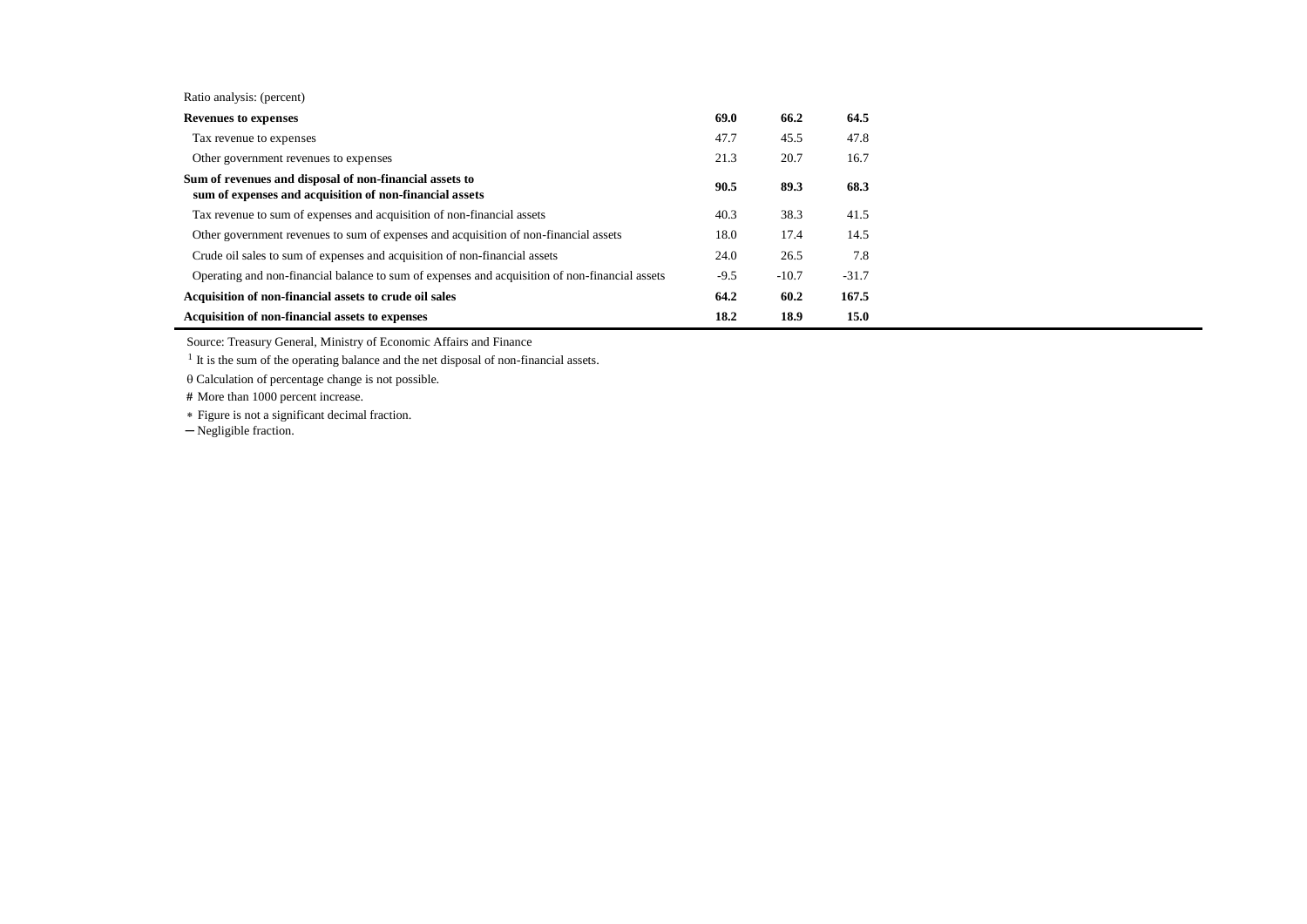| Ratio analysis: (percent) | | | |
|---|---|---|---|
| **Revenues to expenses** | **69.0** | **66.2** | **64.5** |
| Tax revenue to expenses | 47.7 | 45.5 | 47.8 |
| Other government revenues to expenses | 21.3 | 20.7 | 16.7 |
| **Sum of revenues and disposal of non-financial assets to sum of expenses and acquisition of non-financial assets** | **90.5** | **89.3** | **68.3** |
| Tax revenue to sum of expenses and acquisition of non-financial assets | 40.3 | 38.3 | 41.5 |
| Other government revenues to sum of expenses and acquisition of non-financial assets | 18.0 | 17.4 | 14.5 |
| Crude oil sales to sum of expenses and acquisition of non-financial assets | 24.0 | 26.5 | 7.8 |
| Operating and non-financial balance to sum of expenses and acquisition of non-financial assets | -9.5 | -10.7 | -31.7 |
| **Acquisition of non-financial assets to crude oil sales** | **64.2** | **60.2** | **167.5** |
| **Acquisition of non-financial assets to expenses** | **18.2** | **18.9** | **15.0** |

Source: Treasury General, Ministry of Economic Affairs and Finance

[1] It is the sum of the operating balance and the net disposal of non-financial assets.

θ Calculation of percentage change is not possible.

# More than 1000 percent increase.

∗ Figure is not a significant decimal fraction.

— Negligible fraction.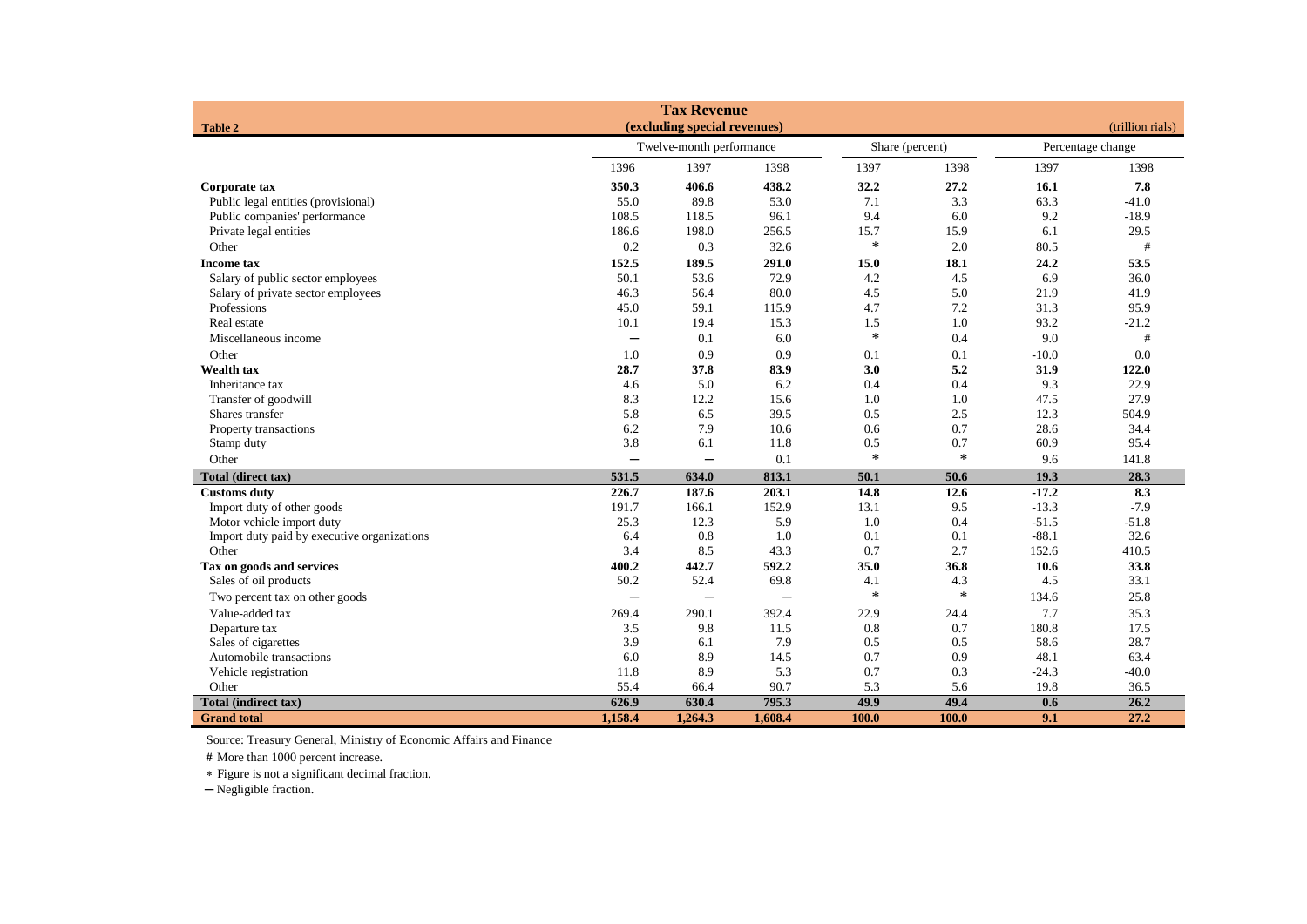**Tax Revenue**
**(excluding special revenues)**

**Table 2** (trillion rials)

| | Twelve-month performance | | | Share (percent) | | Percentage change | |
|---|---|---|---|---|---|---|---|
| | 1396 | 1397 | 1398 | 1397 | 1398 | 1397 | 1398 |
| **Corporate tax** | **350.3** | **406.6** | **438.2** | **32.2** | **27.2** | **16.1** | **7.8** |
| Public legal entities (provisional) | 55.0 | 89.8 | 53.0 | 7.1 | 3.3 | 63.3 | -41.0 |
| Public companies' performance | 108.5 | 118.5 | 96.1 | 9.4 | 6.0 | 9.2 | -18.9 |
| Private legal entities | 186.6 | 198.0 | 256.5 | 15.7 | 15.9 | 6.1 | 29.5 |
| Other | 0.2 | 0.3 | 32.6 | * | 2.0 | 80.5 | # |
| **Income tax** | **152.5** | **189.5** | **291.0** | **15.0** | **18.1** | **24.2** | **53.5** |
| Salary of public sector employees | 50.1 | 53.6 | 72.9 | 4.2 | 4.5 | 6.9 | 36.0 |
| Salary of private sector employees | 46.3 | 56.4 | 80.0 | 4.5 | 5.0 | 21.9 | 41.9 |
| Professions | 45.0 | 59.1 | 115.9 | 4.7 | 7.2 | 31.3 | 95.9 |
| Real estate | 10.1 | 19.4 | 15.3 | 1.5 | 1.0 | 93.2 | -21.2 |
| Miscellaneous income | – | 0.1 | 6.0 | * | 0.4 | 9.0 | # |
| Other | 1.0 | 0.9 | 0.9 | 0.1 | 0.1 | -10.0 | 0.0 |
| **Wealth tax** | **28.7** | **37.8** | **83.9** | **3.0** | **5.2** | **31.9** | **122.0** |
| Inheritance tax | 4.6 | 5.0 | 6.2 | 0.4 | 0.4 | 9.3 | 22.9 |
| Transfer of goodwill | 8.3 | 12.2 | 15.6 | 1.0 | 1.0 | 47.5 | 27.9 |
| Shares transfer | 5.8 | 6.5 | 39.5 | 0.5 | 2.5 | 12.3 | 504.9 |
| Property transactions | 6.2 | 7.9 | 10.6 | 0.6 | 0.7 | 28.6 | 34.4 |
| Stamp duty | 3.8 | 6.1 | 11.8 | 0.5 | 0.7 | 60.9 | 95.4 |
| Other | – | – | 0.1 | * | * | 9.6 | 141.8 |
| **Total (direct tax)** | **531.5** | **634.0** | **813.1** | **50.1** | **50.6** | **19.3** | **28.3** |
| **Customs duty** | **226.7** | **187.6** | **203.1** | **14.8** | **12.6** | **-17.2** | **8.3** |
| Import duty of other goods | 191.7 | 166.1 | 152.9 | 13.1 | 9.5 | -13.3 | -7.9 |
| Motor vehicle import duty | 25.3 | 12.3 | 5.9 | 1.0 | 0.4 | -51.5 | -51.8 |
| Import duty paid by executive organizations | 6.4 | 0.8 | 1.0 | 0.1 | 0.1 | -88.1 | 32.6 |
| Other | 3.4 | 8.5 | 43.3 | 0.7 | 2.7 | 152.6 | 410.5 |
| **Tax on goods and services** | **400.2** | **442.7** | **592.2** | **35.0** | **36.8** | **10.6** | **33.8** |
| Sales of oil products | 50.2 | 52.4 | 69.8 | 4.1 | 4.3 | 4.5 | 33.1 |
| Two percent tax on other goods | – | – | – | * | * | 134.6 | 25.8 |
| Value-added tax | 269.4 | 290.1 | 392.4 | 22.9 | 24.4 | 7.7 | 35.3 |
| Departure tax | 3.5 | 9.8 | 11.5 | 0.8 | 0.7 | 180.8 | 17.5 |
| Sales of cigarettes | 3.9 | 6.1 | 7.9 | 0.5 | 0.5 | 58.6 | 28.7 |
| Automobile transactions | 6.0 | 8.9 | 14.5 | 0.7 | 0.9 | 48.1 | 63.4 |
| Vehicle registration | 11.8 | 8.9 | 5.3 | 0.7 | 0.3 | -24.3 | -40.0 |
| Other | 55.4 | 66.4 | 90.7 | 5.3 | 5.6 | 19.8 | 36.5 |
| **Total (indirect tax)** | **626.9** | **630.4** | **795.3** | **49.9** | **49.4** | **0.6** | **26.2** |
| **Grand total** | **1,158.4** | **1,264.3** | **1,608.4** | **100.0** | **100.0** | **9.1** | **27.2** |

Source: Treasury General, Ministry of Economic Affairs and Finance

# More than 1000 percent increase.

* Figure is not a significant decimal fraction.

– Negligible fraction.